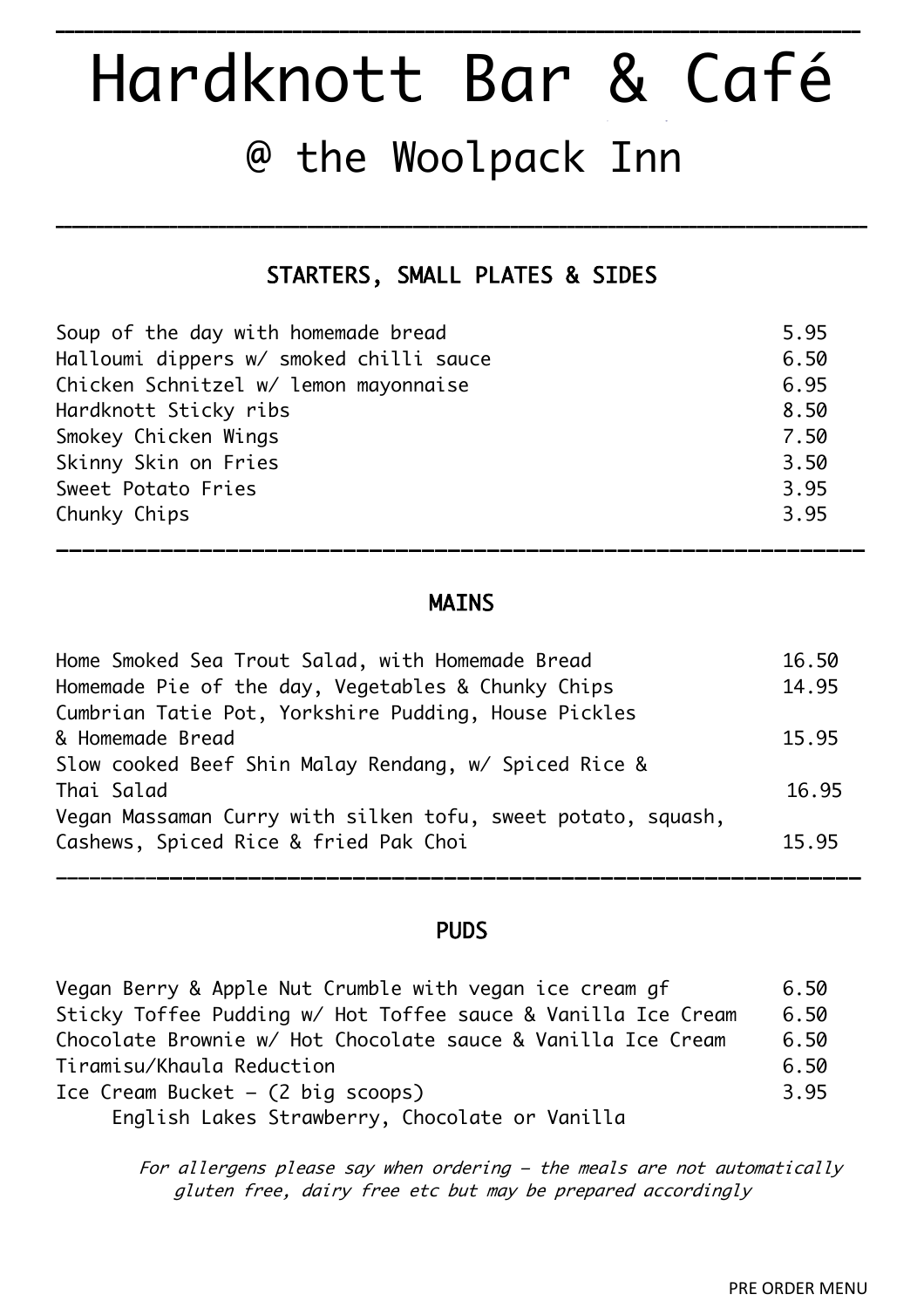# Hardknott Bar & Café

## @ the Woolpack Inn

### STARTERS, SMALL PLATES & SIDES

| Item | Price |
|---|---|
| Soup of the day with homemade bread | 5.95 |
| Halloumi dippers w/ smoked chilli sauce | 6.50 |
| Chicken Schnitzel w/ lemon mayonnaise | 6.95 |
| Hardknott Sticky ribs | 8.50 |
| Smokey Chicken Wings | 7.50 |
| Skinny Skin on Fries | 3.50 |
| Sweet Potato Fries | 3.95 |
| Chunky Chips | 3.95 |

### MAINS

| Item | Price |
|---|---|
| Home Smoked Sea Trout Salad, with Homemade Bread | 16.50 |
| Homemade Pie of the day, Vegetables & Chunky Chips | 14.95 |
| Cumbrian Tatie Pot, Yorkshire Pudding, House Pickles & Homemade Bread | 15.95 |
| Slow cooked Beef Shin Malay Rendang, w/ Spiced Rice & Thai Salad | 16.95 |
| Vegan Massaman Curry with silken tofu, sweet potato, squash, Cashews, Spiced Rice & fried Pak Choi | 15.95 |

### PUDS

| Item | Price |
|---|---|
| Vegan Berry & Apple Nut Crumble with vegan ice cream gf | 6.50 |
| Sticky Toffee Pudding w/ Hot Toffee sauce & Vanilla Ice Cream | 6.50 |
| Chocolate Brownie w/ Hot Chocolate sauce & Vanilla Ice Cream | 6.50 |
| Tiramisu/Khaula Reduction | 6.50 |
| Ice Cream Bucket – (2 big scoops) English Lakes Strawberry, Chocolate or Vanilla | 3.95 |

*For allergens please say when ordering – the meals are not automatically gluten free, dairy free etc but may be prepared accordingly*

PRE ORDER MENU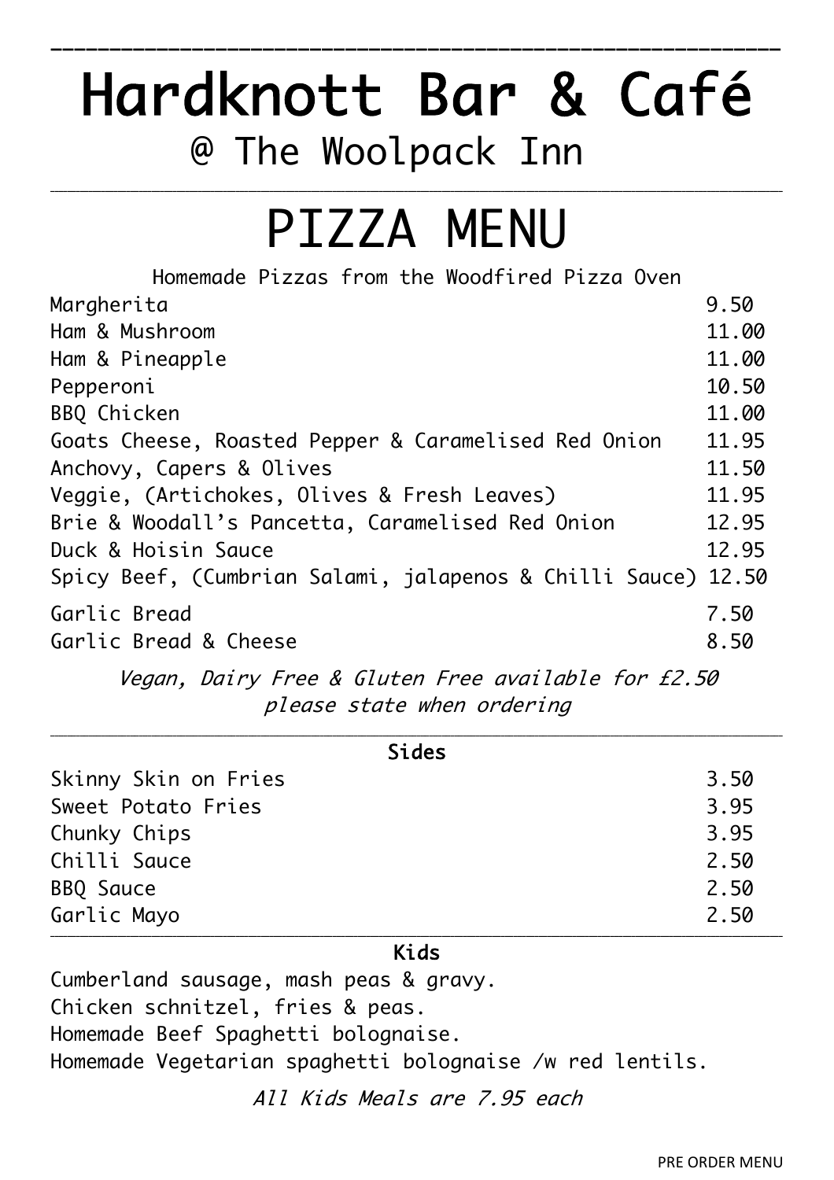# Hardknott Bar & Café

@ The Woolpack Inn

# PIZZA MENU

Homemade Pizzas from the Woodfired Pizza Oven

| | |
|---|---|
| Margherita | 9.50 |
| Ham & Mushroom | 11.00 |
| Ham & Pineapple | 11.00 |
| Pepperoni | 10.50 |
| BBQ Chicken | 11.00 |
| Goats Cheese, Roasted Pepper & Caramelised Red Onion | 11.95 |
| Anchovy, Capers & Olives | 11.50 |
| Veggie, (Artichokes, Olives & Fresh Leaves) | 11.95 |
| Brie & Woodall's Pancetta, Caramelised Red Onion | 12.95 |
| Duck & Hoisin Sauce | 12.95 |
| Spicy Beef, (Cumbrian Salami, jalapenos & Chilli Sauce) | 12.50 |
| Garlic Bread | 7.50 |
| Garlic Bread & Cheese | 8.50 |

*Vegan, Dairy Free & Gluten Free available for £2.50*
*please state when ordering*

## Sides

| | |
|---|---|
| Skinny Skin on Fries | 3.50 |
| Sweet Potato Fries | 3.95 |
| Chunky Chips | 3.95 |
| Chilli Sauce | 2.50 |
| BBQ Sauce | 2.50 |
| Garlic Mayo | 2.50 |

## Kids

Cumberland sausage, mash peas & gravy.
Chicken schnitzel, fries & peas.
Homemade Beef Spaghetti bolognaise.
Homemade Vegetarian spaghetti bolognaise /w red lentils.

*All Kids Meals are 7.95 each*

PRE ORDER MENU